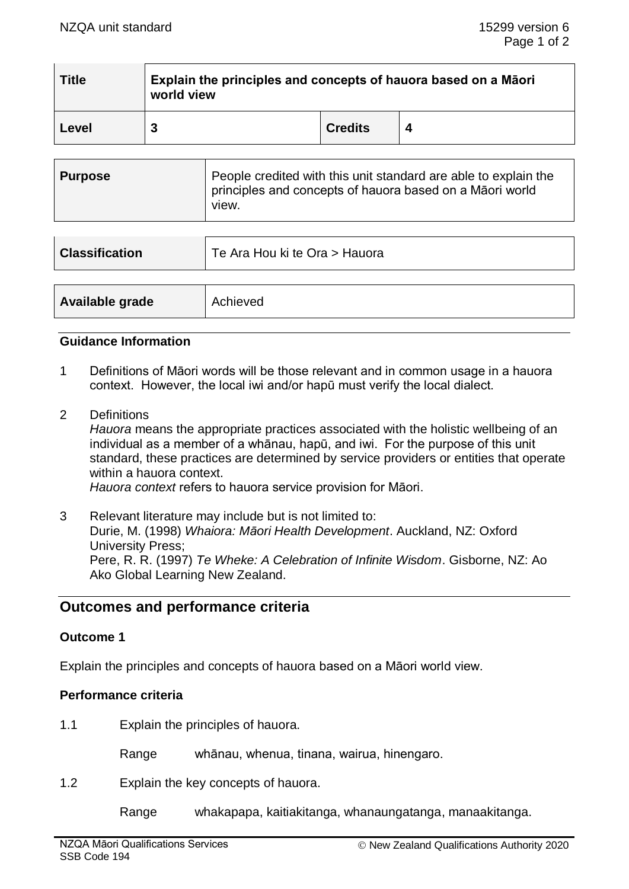| Title | Explain the principles and concepts of hauora based on a Māori world view | | |
|---|---|---|---|
| **Level** | **3** | **Credits** | **4** |

| **Purpose** | People credited with this unit standard are able to explain the principles and concepts of hauora based on a Māori world view. |
|---|---|

| **Classification** | Te Ara Hou ki te Ora > Hauora |
|---|---|

| **Available grade** | Achieved |
|---|---|

## Guidance Information

1. Definitions of Māori words will be those relevant and in common usage in a hauora context. However, the local iwi and/or hapū must verify the local dialect.

2. Definitions
   *Hauora* means the appropriate practices associated with the holistic wellbeing of an individual as a member of a whānau, hapū, and iwi. For the purpose of this unit standard, these practices are determined by service providers or entities that operate within a hauora context.
   *Hauora context* refers to hauora service provision for Māori.

3. Relevant literature may include but is not limited to:
   Durie, M. (1998) *Whaiora: Māori Health Development*. Auckland, NZ: Oxford University Press;
   Pere, R. R. (1997) *Te Wheke: A Celebration of Infinite Wisdom*. Gisborne, NZ: Ao Ako Global Learning New Zealand.

## Outcomes and performance criteria

### Outcome 1

Explain the principles and concepts of hauora based on a Māori world view.

### Performance criteria

1.1 Explain the principles of hauora.

Range whānau, whenua, tinana, wairua, hinengaro.

1.2 Explain the key concepts of hauora.

Range whakapapa, kaitiakitanga, whanaungatanga, manaakitanga.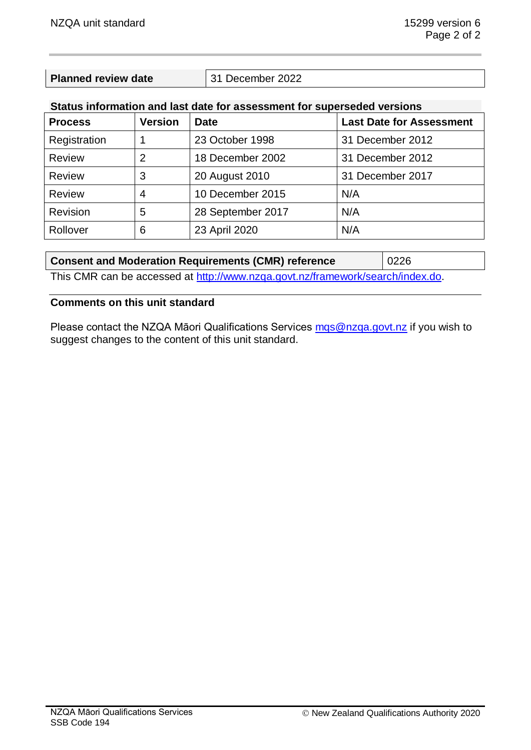| | |
|---|---|
| **Planned review date** | 31 December 2022 |

**Status information and last date for assessment for superseded versions**

| Process | Version | Date | Last Date for Assessment |
|---|---|---|---|
| Registration | 1 | 23 October 1998 | 31 December 2012 |
| Review | 2 | 18 December 2002 | 31 December 2012 |
| Review | 3 | 20 August 2010 | 31 December 2017 |
| Review | 4 | 10 December 2015 | N/A |
| Revision | 5 | 28 September 2017 | N/A |
| Rollover | 6 | 23 April 2020 | N/A |

| | |
|---|---|
| **Consent and Moderation Requirements (CMR) reference** | 0226 |

This CMR can be accessed at http://www.nzqa.govt.nz/framework/search/index.do.

**Comments on this unit standard**

Please contact the NZQA Māori Qualifications Services mqs@nzqa.govt.nz if you wish to suggest changes to the content of this unit standard.